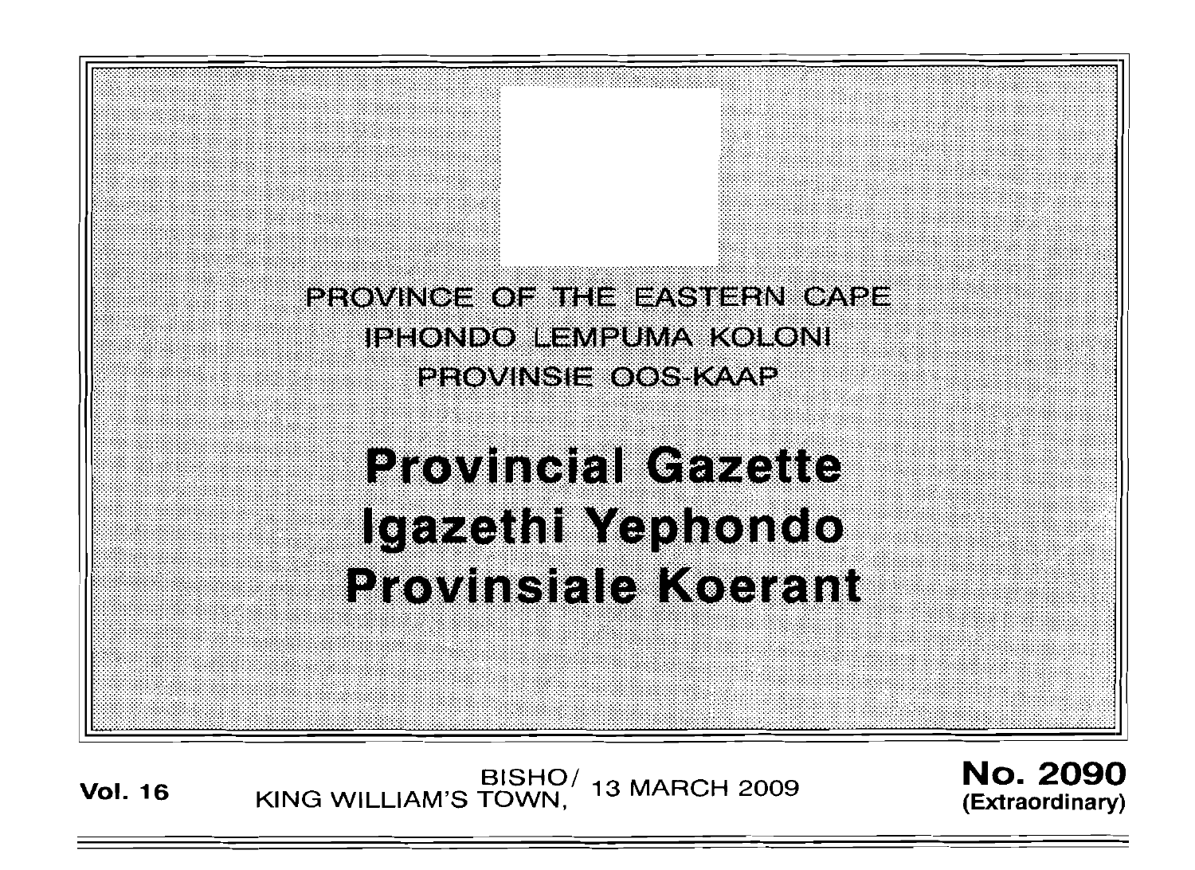PROVINCE OF THE EASTERN CAPE

IPHONDO LEMPUMA KOLONI

PROVINSIE OOS-KAAP

# Provincial Gazette
# Igazethi Yephondo
# Provinsiale Koerant

**Vol. 16** BISHO/KING WILLIAM'S TOWN, 13 MARCH 2009 **No. 2090 (Extraordinary)**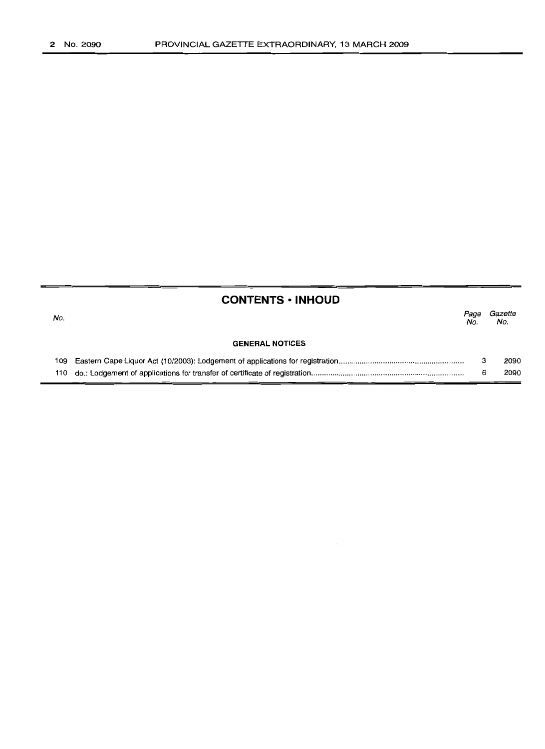## CONTENTS • INHOUD

| No. | | Page No. | Gazette No. |
|---|---|---|---|
| | **GENERAL NOTICES** | | |
| 109 | Eastern Cape Liquor Act (10/2003): Lodgement of applications for registration | 3 | 2090 |
| 110 | do.: Lodgement of applications for transfer of certificate of registration | 6 | 2090 |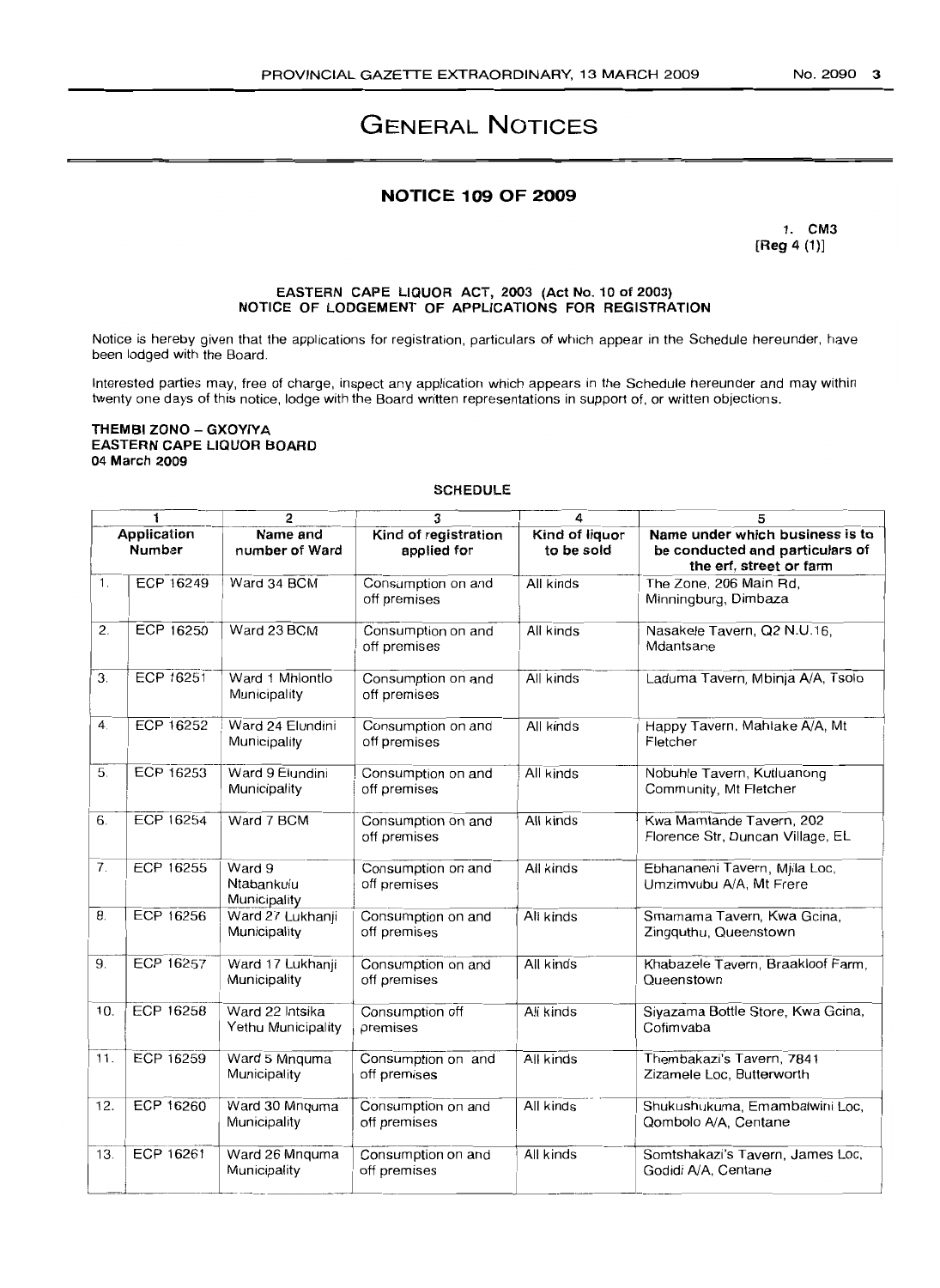# GENERAL NOTICES

## NOTICE 109 OF 2009

1. CM3
[Reg 4 (1)]

**EASTERN CAPE LIQUOR ACT, 2003 (Act No. 10 of 2003)**
**NOTICE OF LODGEMENT OF APPLICATIONS FOR REGISTRATION**

Notice is hereby given that the applications for registration, particulars of which appear in the Schedule hereunder, have been lodged with the Board.

Interested parties may, free of charge, inspect any application which appears in the Schedule hereunder and may within twenty one days of this notice, lodge with the Board written representations in support of, or written objections.

**THEMBI ZONO – GXOYIYA**
**EASTERN CAPE LIQUOR BOARD**
**04 March 2009**

**SCHEDULE**

| 1 | | 2 | 3 | 4 | 5 |
|---|---|---|---|---|---|
| **Application Number** | | **Name and number of Ward** | **Kind of registration applied for** | **Kind of liquor to be sold** | **Name under which business is to be conducted and particulars of the erf, street or farm** |
| 1. | ECP 16249 | Ward 34 BCM | Consumption on and off premises | All kinds | The Zone, 206 Main Rd, Minningburg, Dimbaza |
| 2. | ECP 16250 | Ward 23 BCM | Consumption on and off premises | All kinds | Nasakele Tavern, Q2 N.U.16, Mdantsane |
| 3. | ECP 16251 | Ward 1 Mhlontlo Municipality | Consumption on and off premises | All kinds | Laduma Tavern, Mbinja A/A, Tsolo |
| 4. | ECP 16252 | Ward 24 Elundini Municipality | Consumption on and off premises | All kinds | Happy Tavern, Mahlake A/A, Mt Fletcher |
| 5. | ECP 16253 | Ward 9 Elundini Municipality | Consumption on and off premises | All kinds | Nobuhle Tavern, Kutluanong Community, Mt Fletcher |
| 6. | ECP 16254 | Ward 7 BCM | Consumption on and off premises | All kinds | Kwa Mamlande Tavern, 202 Florence Str, Duncan Village, EL |
| 7. | ECP 16255 | Ward 9 Ntabankulu Municipality | Consumption on and off premises | All kinds | Ebhananeni Tavern, Mjila Loc, Umzimvubu A/A, Mt Frere |
| 8. | ECP 16256 | Ward 27 Lukhanji Municipality | Consumption on and off premises | All kinds | Smamama Tavern, Kwa Gcina, Zingquthu, Queenstown |
| 9. | ECP 16257 | Ward 17 Lukhanji Municipality | Consumption on and off premises | All kinds | Khabazele Tavern, Braakloof Farm, Queenstown |
| 10. | ECP 16258 | Ward 22 Intsika Yethu Municipality | Consumption off premises | All kinds | Siyazama Bottle Store, Kwa Gcina, Cofimvaba |
| 11. | ECP 16259 | Ward 5 Mnquma Municipality | Consumption on and off premises | All kinds | Thembakazi's Tavern, 7841 Zizamele Loc, Butterworth |
| 12. | ECP 16260 | Ward 30 Mnquma Municipality | Consumption on and off premises | All kinds | Shukushukuma, Emambalwini Loc, Qombolo A/A, Centane |
| 13. | ECP 16261 | Ward 26 Mnquma Municipality | Consumption on and off premises | All kinds | Somtshakazi's Tavern, James Loc, Godidi A/A, Centane |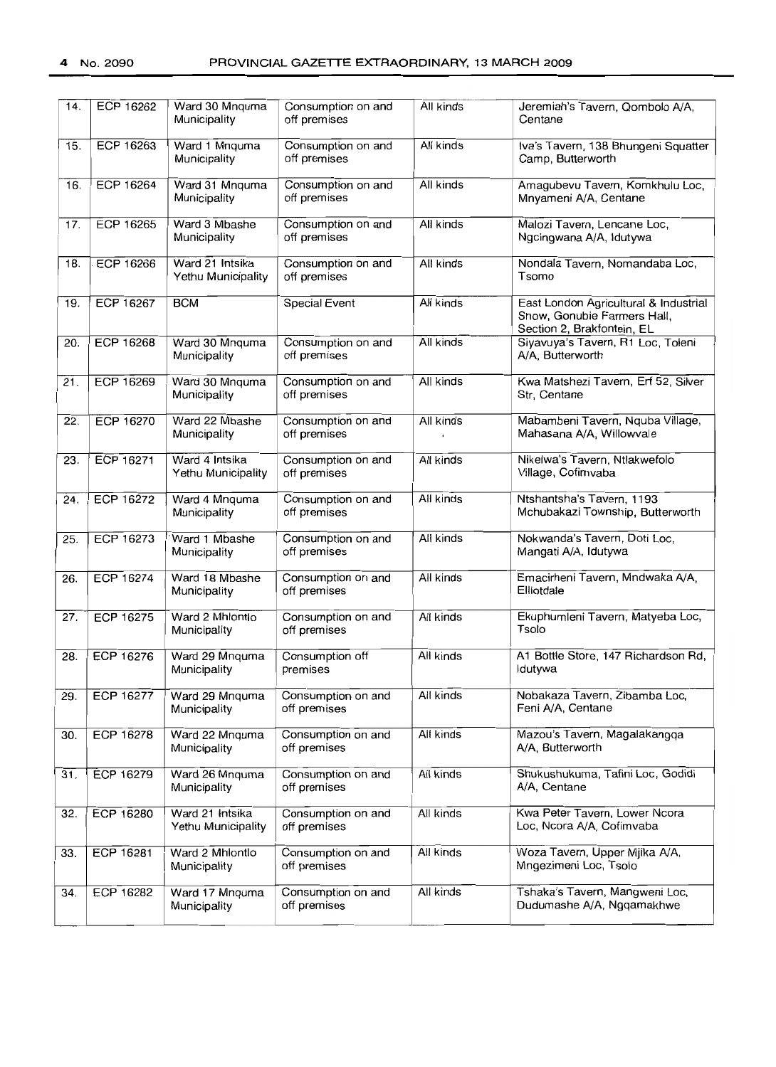| 14. | ECP 16262 | Ward 30 Mnquma Municipality | Consumption on and off premises | All kinds | Jeremiah's Tavern, Qombolo A/A, Centane |
|---|---|---|---|---|---|
| 15. | ECP 16263 | Ward 1 Mnquma Municipality | Consumption on and off premises | All kinds | Iva's Tavern, 138 Bhungeni Squatter Camp, Butterworth |
| 16. | ECP 16264 | Ward 31 Mnquma Municipality | Consumption on and off premises | All kinds | Amagubevu Tavern, Komkhulu Loc, Mnyameni A/A, Centane |
| 17. | ECP 16265 | Ward 3 Mbashe Municipality | Consumption on and off premises | All kinds | Malozi Tavern, Lencane Loc, Ngcingwana A/A, Idutywa |
| 18. | ECP 16266 | Ward 21 Intsika Yethu Municipality | Consumption on and off premises | All kinds | Nondala Tavern, Nomandaba Loc, Tsomo |
| 19. | ECP 16267 | BCM | Special Event | All kinds | East London Agricultural & Industrial Show, Gonubie Farmers Hall, Section 2, Brakfontein, EL |
| 20. | ECP 16268 | Ward 30 Mnquma Municipality | Consumption on and off premises | All kinds | Siyavuya's Tavern, R1 Loc, Toleni A/A, Butterworth |
| 21. | ECP 16269 | Ward 30 Mnquma Municipality | Consumption on and off premises | All kinds | Kwa Matshezi Tavern, Erf 52, Silver Str, Centane |
| 22. | ECP 16270 | Ward 22 Mbashe Municipality | Consumption on and off premises | All kinds | Mabambeni Tavern, Nquba Village, Mahasana A/A, Willowvale |
| 23. | ECP 16271 | Ward 4 Intsika Yethu Municipality | Consumption on and off premises | All kinds | Nikelwa's Tavern, Ntlakwefolo Village, Cofimvaba |
| 24. | ECP 16272 | Ward 4 Mnquma Municipality | Consumption on and off premises | All kinds | Ntshantsha's Tavern, 1193 Mchubakazi Township, Butterworth |
| 25. | ECP 16273 | Ward 1 Mbashe Municipality | Consumption on and off premises | All kinds | Nokwanda's Tavern, Doti Loc, Mangati A/A, Idutywa |
| 26. | ECP 16274 | Ward 18 Mbashe Municipality | Consumption on and off premises | All kinds | Emacirheni Tavern, Mndwaka A/A, Elliotdale |
| 27. | ECP 16275 | Ward 2 Mhlontlo Municipality | Consumption on and off premises | All kinds | Ekuphumleni Tavern, Matyeba Loc, Tsolo |
| 28. | ECP 16276 | Ward 29 Mnquma Municipality | Consumption off premises | All kinds | A1 Bottle Store, 147 Richardson Rd, Idutywa |
| 29. | ECP 16277 | Ward 29 Mnquma Municipality | Consumption on and off premises | All kinds | Nobakaza Tavern, Zibamba Loc, Feni A/A, Centane |
| 30. | ECP 16278 | Ward 22 Mnquma Municipality | Consumption on and off premises | All kinds | Mazou's Tavern, Magalakangqa A/A, Butterworth |
| 31. | ECP 16279 | Ward 26 Mnquma Municipality | Consumption on and off premises | All kinds | Shukushukuma, Tafini Loc, Godidi A/A, Centane |
| 32. | ECP 16280 | Ward 21 Intsika Yethu Municipality | Consumption on and off premises | All kinds | Kwa Peter Tavern, Lower Ncora Loc, Ncora A/A, Cofimvaba |
| 33. | ECP 16281 | Ward 2 Mhlontlo Municipality | Consumption on and off premises | All kinds | Woza Tavern, Upper Mjika A/A, Mngezimeni Loc, Tsolo |
| 34. | ECP 16282 | Ward 17 Mnquma Municipality | Consumption on and off premises | All kinds | Tshaka's Tavern, Mangweni Loc, Dudumashe A/A, Ngqamakhwe |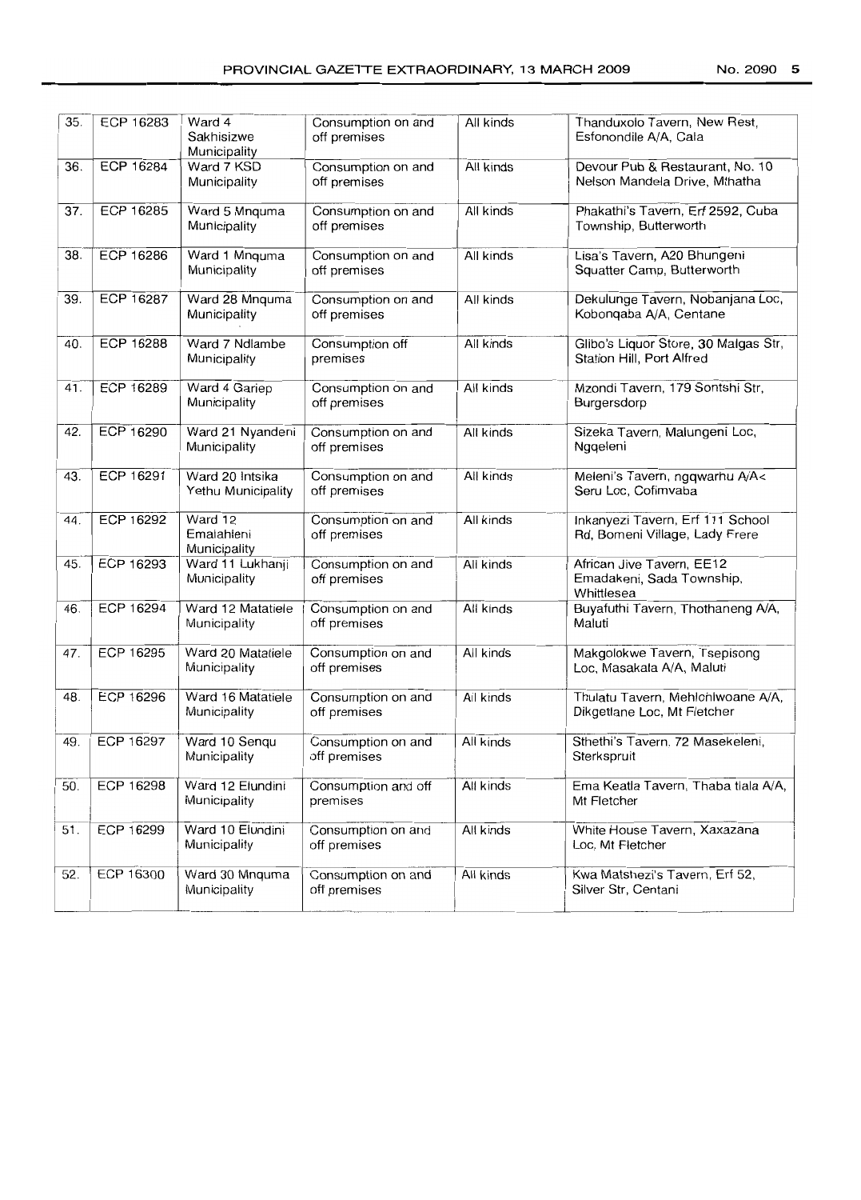| 35. | ECP 16283 | Ward 4 Sakhisizwe Municipality | Consumption on and off premises | All kinds | Thanduxolo Tavern, New Rest, Esfonondile A/A, Cala |
|---|---|---|---|---|---|
| 36. | ECP 16284 | Ward 7 KSD Municipality | Consumption on and off premises | All kinds | Devour Pub & Restaurant, No. 10 Nelson Mandela Drive, Mthatha |
| 37. | ECP 16285 | Ward 5 Mnquma Municipality | Consumption on and off premises | All kinds | Phakathi's Tavern, Erf 2592, Cuba Township, Butterworth |
| 38. | ECP 16286 | Ward 1 Mnquma Municipality | Consumption on and off premises | All kinds | Lisa's Tavern, A20 Bhungeni Squatter Camp, Butterworth |
| 39. | ECP 16287 | Ward 28 Mnquma Municipality | Consumption on and off premises | All kinds | Dekulunge Tavern, Nobanjana Loc, Kobonqaba A/A, Centane |
| 40. | ECP 16288 | Ward 7 Ndlambe Municipality | Consumption off premises | All kinds | Glibo's Liquor Store, 30 Malgas Str, Station Hill, Port Alfred |
| 41. | ECP 16289 | Ward 4 Gariep Municipality | Consumption on and off premises | All kinds | Mzondi Tavern, 179 Sontshi Str, Burgersdorp |
| 42. | ECP 16290 | Ward 21 Nyandeni Municipality | Consumption on and off premises | All kinds | Sizeka Tavern, Malungeni Loc, Ngqeleni |
| 43. | ECP 16291 | Ward 20 Intsika Yethu Municipality | Consumption on and off premises | All kinds | Meleni's Tavern, ngqwarhu A/A< Seru Loc, Cofimvaba |
| 44. | ECP 16292 | Ward 12 Emalahleni Municipality | Consumption on and off premises | All kinds | Inkanyezi Tavern, Erf 111 School Rd, Bomeni Village, Lady Frere |
| 45. | ECP 16293 | Ward 11 Lukhanji Municipality | Consumption on and off premises | All kinds | African Jive Tavern, EE12 Emadakeni, Sada Township, Whittlesea |
| 46. | ECP 16294 | Ward 12 Matatiele Municipality | Consumption on and off premises | All kinds | Buyafuthi Tavern, Thothaneng A/A, Maluti |
| 47. | ECP 16295 | Ward 20 Matatiele Municipality | Consumption on and off premises | All kinds | Makgolokwe Tavern, Tsepisong Loc, Masakala A/A, Maluti |
| 48. | ECP 16296 | Ward 16 Matatiele Municipality | Consumption on and off premises | All kinds | Thulatu Tavern, Mehlonlwoane A/A, Dikgetlane Loc, Mt Fletcher |
| 49. | ECP 16297 | Ward 10 Senqu Municipality | Consumption on and off premises | All kinds | Sthethi's Tavern, 72 Masekeleni, Sterkspruit |
| 50. | ECP 16298 | Ward 12 Elundini Municipality | Consumption and off premises | All kinds | Ema Keatla Tavern, Thaba tlala A/A, Mt Fletcher |
| 51. | ECP 16299 | Ward 10 Elundini Municipality | Consumption on and off premises | All kinds | White House Tavern, Xaxazana Loc, Mt Fletcher |
| 52. | ECP 16300 | Ward 30 Mnquma Municipality | Consumption on and off premises | All kinds | Kwa Matshezi's Tavern, Erf 52, Silver Str, Centani |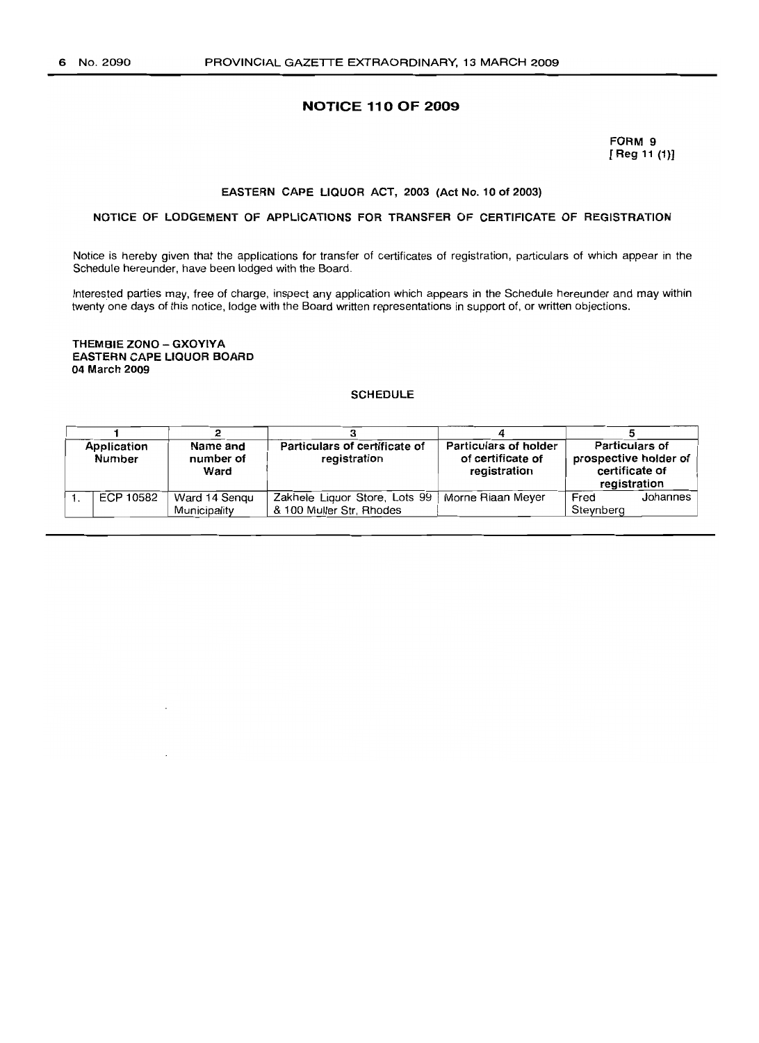# NOTICE 110 OF 2009

FORM 9
[Reg 11 (1)]

**EASTERN CAPE LIQUOR ACT, 2003 (Act No. 10 of 2003)**

**NOTICE OF LODGEMENT OF APPLICATIONS FOR TRANSFER OF CERTIFICATE OF REGISTRATION**

Notice is hereby given that the applications for transfer of certificates of registration, particulars of which appear in the Schedule hereunder, have been lodged with the Board.

Interested parties may, free of charge, inspect any application which appears in the Schedule hereunder and may within twenty one days of this notice, lodge with the Board written representations in support of, or written objections.

**THEMBIE ZONO – GXOYIYA**
**EASTERN CAPE LIQUOR BOARD**
**04 March 2009**

SCHEDULE

| 1 | | 2 | 3 | 4 | 5 |
|---|---|---|---|---|---|
| Application Number | | Name and number of Ward | Particulars of certificate of registration | Particulars of holder of certificate of registration | Particulars of prospective holder of certificate of registration |
| 1. | ECP 10582 | Ward 14 Senqu Municipality | Zakhele Liquor Store, Lots 99 & 100 Muller Str, Rhodes | Morne Riaan Meyer | Fred Johannes Steynberg |